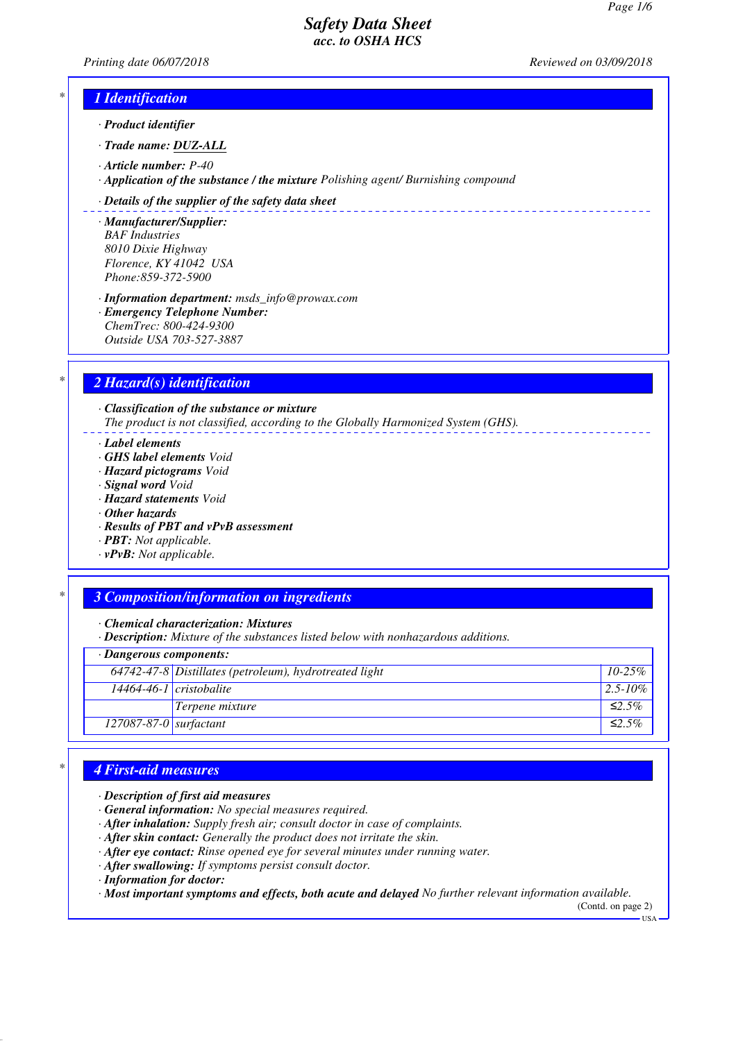# Safety Data Sheet
## acc. to OSHA HCS

Printing date 06/07/2018 Reviewed on 03/09/2018

## 1 Identification

· **Product identifier**

· **Trade name: DUZ-ALL**

· **Article number:** P-40
· **Application of the substance / the mixture** Polishing agent/ Burnishing compound

· **Details of the supplier of the safety data sheet**

· **Manufacturer/Supplier:**
BAF Industries
8010 Dixie Highway
Florence, KY 41042 USA
Phone:859-372-5900

· **Information department:** msds_info@prowax.com
· **Emergency Telephone Number:**
ChemTrec: 800-424-9300
Outside USA 703-527-3887

## 2 Hazard(s) identification

· **Classification of the substance or mixture**
The product is not classified, according to the Globally Harmonized System (GHS).

· **Label elements**
· **GHS label elements** Void
· **Hazard pictograms** Void
· **Signal word** Void
· **Hazard statements** Void
· **Other hazards**
· **Results of PBT and vPvB assessment**
· **PBT:** Not applicable.
· **vPvB:** Not applicable.

## 3 Composition/information on ingredients

· **Chemical characterization: Mixtures**
· **Description:** Mixture of the substances listed below with nonhazardous additions.

| · Dangerous components: | | |
|---|---|---|
| 64742-47-8 | Distillates (petroleum), hydrotreated light | 10-25% |
| 14464-46-1 | cristobalite | 2.5-10% |
| | Terpene mixture | ≤2.5% |
| 127087-87-0 | surfactant | ≤2.5% |

## 4 First-aid measures

· **Description of first aid measures**
· **General information:** No special measures required.
· **After inhalation:** Supply fresh air; consult doctor in case of complaints.
· **After skin contact:** Generally the product does not irritate the skin.
· **After eye contact:** Rinse opened eye for several minutes under running water.
· **After swallowing:** If symptoms persist consult doctor.
· **Information for doctor:**
· **Most important symptoms and effects, both acute and delayed** No further relevant information available.

(Contd. on page 2)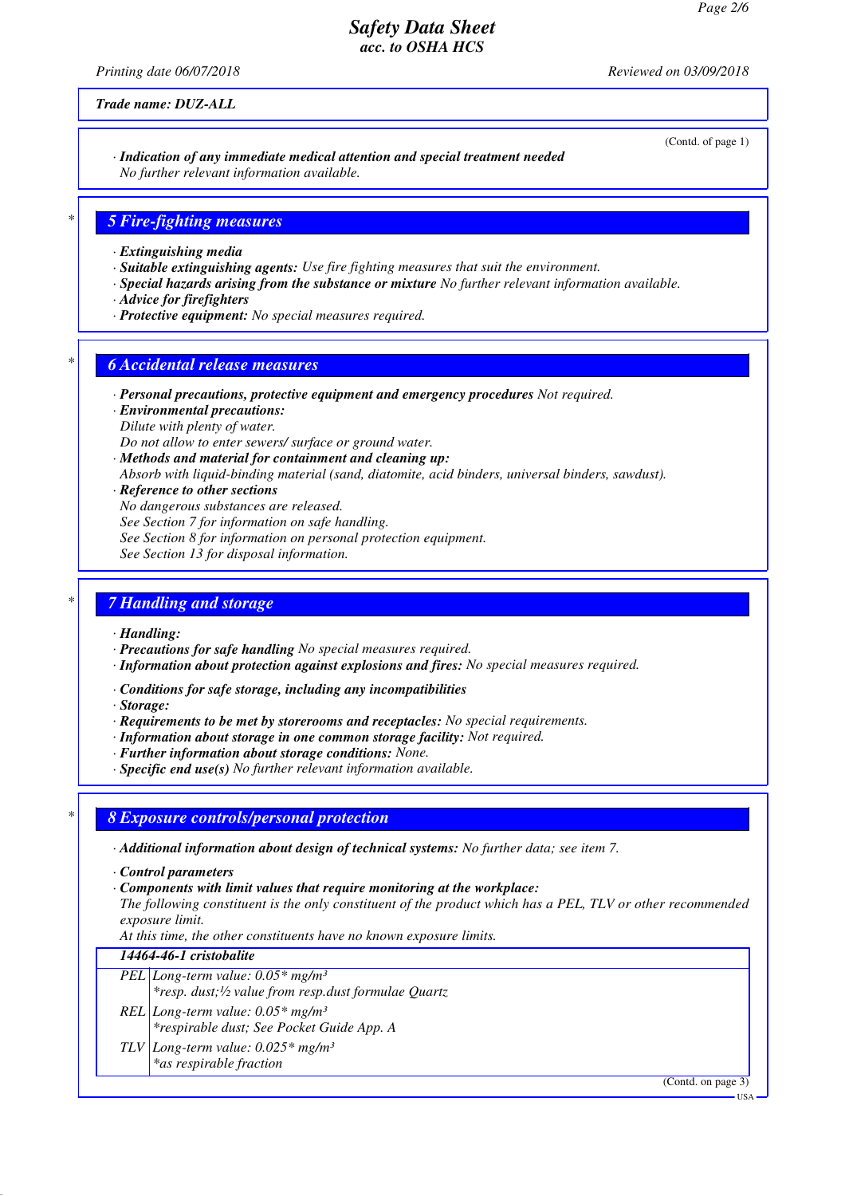Trade name: DUZ-ALL

(Contd. of page 1)

· **Indication of any immediate medical attention and special treatment needed**
No further relevant information available.

## 5 Fire-fighting measures

· **Extinguishing media**
· **Suitable extinguishing agents:** Use fire fighting measures that suit the environment.
· **Special hazards arising from the substance or mixture** No further relevant information available.
· **Advice for firefighters**
· **Protective equipment:** No special measures required.

## 6 Accidental release measures

· **Personal precautions, protective equipment and emergency procedures** Not required.
· **Environmental precautions:**
Dilute with plenty of water.
Do not allow to enter sewers/ surface or ground water.
· **Methods and material for containment and cleaning up:**
Absorb with liquid-binding material (sand, diatomite, acid binders, universal binders, sawdust).
· **Reference to other sections**
No dangerous substances are released.
See Section 7 for information on safe handling.
See Section 8 for information on personal protection equipment.
See Section 13 for disposal information.

## 7 Handling and storage

· **Handling:**
· **Precautions for safe handling** No special measures required.
· **Information about protection against explosions and fires:** No special measures required.

· **Conditions for safe storage, including any incompatibilities**
· **Storage:**
· **Requirements to be met by storerooms and receptacles:** No special requirements.
· **Information about storage in one common storage facility:** Not required.
· **Further information about storage conditions:** None.
· **Specific end use(s)** No further relevant information available.

## 8 Exposure controls/personal protection

· **Additional information about design of technical systems:** No further data; see item 7.

· **Control parameters**
· **Components with limit values that require monitoring at the workplace:**
The following constituent is the only constituent of the product which has a PEL, TLV or other recommended exposure limit.
At this time, the other constituents have no known exposure limits.

| **14464-46-1 cristobalite** | |
|---|---|
| PEL | Long-term value: 0.05* mg/m³<br>*resp. dust;½ value from resp.dust formulae Quartz |
| REL | Long-term value: 0.05* mg/m³<br>*respirable dust; See Pocket Guide App. A |
| TLV | Long-term value: 0.025* mg/m³<br>*as respirable fraction |

(Contd. on page 3)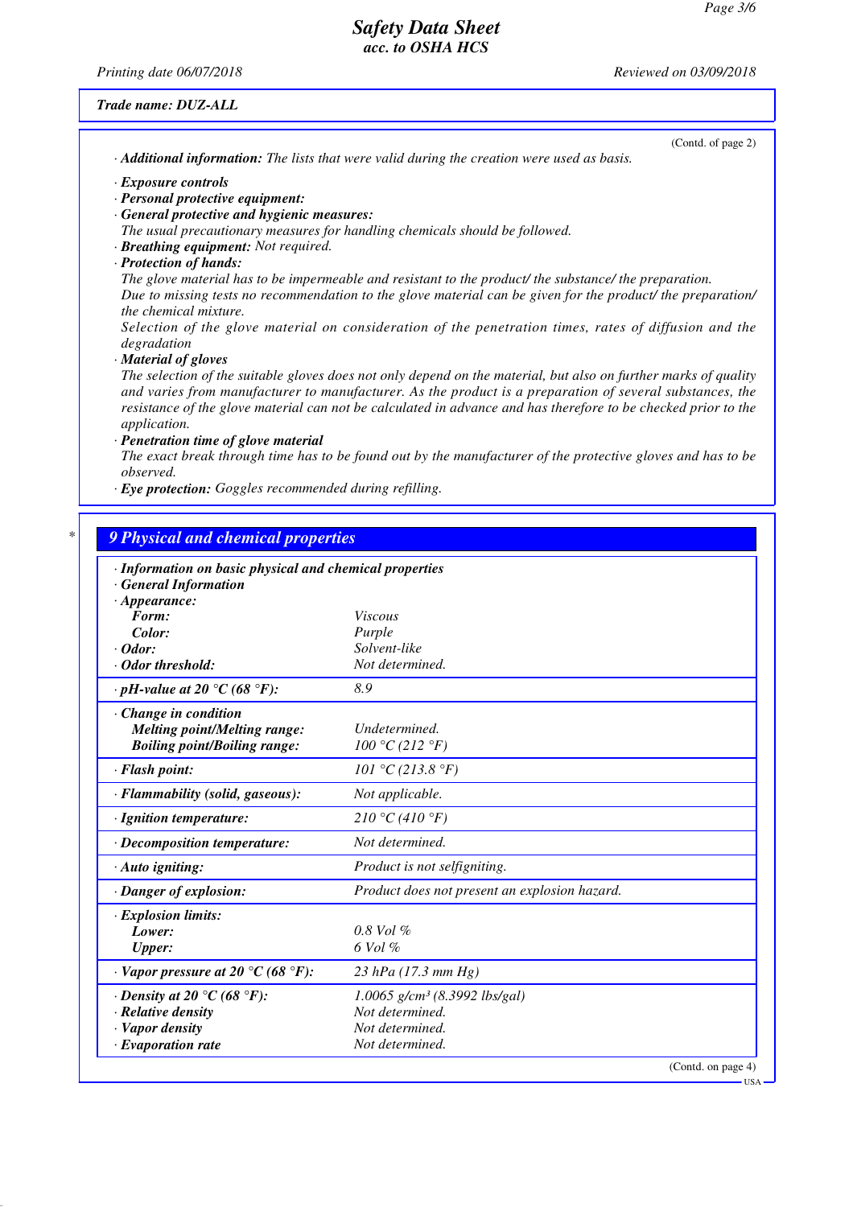Trade name: DUZ-ALL

(Contd. of page 2)

· **Additional information:** The lists that were valid during the creation were used as basis.

· **Exposure controls**
· **Personal protective equipment:**
· **General protective and hygienic measures:**
The usual precautionary measures for handling chemicals should be followed.
· **Breathing equipment:** Not required.
· **Protection of hands:**
The glove material has to be impermeable and resistant to the product/ the substance/ the preparation.
Due to missing tests no recommendation to the glove material can be given for the product/ the preparation/ the chemical mixture.
Selection of the glove material on consideration of the penetration times, rates of diffusion and the degradation
· **Material of gloves**
The selection of the suitable gloves does not only depend on the material, but also on further marks of quality and varies from manufacturer to manufacturer. As the product is a preparation of several substances, the resistance of the glove material can not be calculated in advance and has therefore to be checked prior to the application.
· **Penetration time of glove material**
The exact break through time has to be found out by the manufacturer of the protective gloves and has to be observed.
· **Eye protection:** Goggles recommended during refilling.

## 9 Physical and chemical properties

· **Information on basic physical and chemical properties**
· **General Information**

| Property | Value |
|---|---|
| · **Appearance:** | |
| **Form:** | Viscous |
| **Color:** | Purple |
| · **Odor:** | Solvent-like |
| · **Odor threshold:** | Not determined. |
| · **pH-value at 20 °C (68 °F):** | 8.9 |
| · **Change in condition** | |
| **Melting point/Melting range:** | Undetermined. |
| **Boiling point/Boiling range:** | 100 °C (212 °F) |
| · **Flash point:** | 101 °C (213.8 °F) |
| · **Flammability (solid, gaseous):** | Not applicable. |
| · **Ignition temperature:** | 210 °C (410 °F) |
| · **Decomposition temperature:** | Not determined. |
| · **Auto igniting:** | Product is not selfigniting. |
| · **Danger of explosion:** | Product does not present an explosion hazard. |
| · **Explosion limits:** | |
| **Lower:** | 0.8 Vol % |
| **Upper:** | 6 Vol % |
| · **Vapor pressure at 20 °C (68 °F):** | 23 hPa (17.3 mm Hg) |
| · **Density at 20 °C (68 °F):** | 1.0065 g/cm³ (8.3992 lbs/gal) |
| · **Relative density** | Not determined. |
| · **Vapor density** | Not determined. |
| · **Evaporation rate** | Not determined. |

(Contd. on page 4)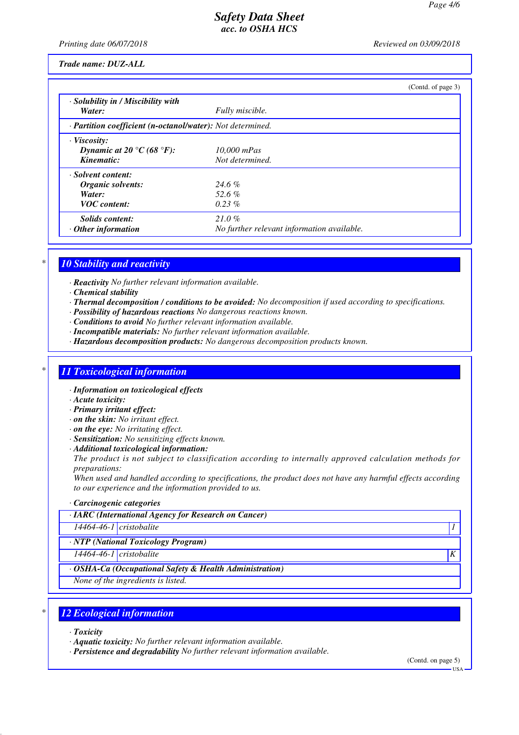Trade name: DUZ-ALL

(Contd. of page 3)

| | |
|---|---|
| · **Solubility in / Miscibility with** | |
| **Water:** | Fully miscible. |
| · **Partition coefficient (n-octanol/water):** Not determined. | |
| · **Viscosity:** | |
| **Dynamic at 20 °C (68 °F):** | 10,000 mPas |
| **Kinematic:** | Not determined. |
| · **Solvent content:** | |
| **Organic solvents:** | 24.6 % |
| **Water:** | 52.6 % |
| **VOC content:** | 0.23 % |
| **Solids content:** | 21.0 % |
| · **Other information** | No further relevant information available. |

## 10 Stability and reactivity

- · **Reactivity** No further relevant information available.
- · **Chemical stability**
- · **Thermal decomposition / conditions to be avoided:** No decomposition if used according to specifications.
- · **Possibility of hazardous reactions** No dangerous reactions known.
- · **Conditions to avoid** No further relevant information available.
- · **Incompatible materials:** No further relevant information available.
- · **Hazardous decomposition products:** No dangerous decomposition products known.

## 11 Toxicological information

- · **Information on toxicological effects**
- · **Acute toxicity:**
- · **Primary irritant effect:**
- · **on the skin:** No irritant effect.
- · **on the eye:** No irritating effect.
- · **Sensitization:** No sensitizing effects known.
- · **Additional toxicological information:**

The product is not subject to classification according to internally approved calculation methods for preparations:

When used and handled according to specifications, the product does not have any harmful effects according to our experience and the information provided to us.

· **Carcinogenic categories**

| · IARC (International Agency for Research on Cancer) | | |
|---|---|---|
| 14464-46-1 | cristobalite | 1 |

| · NTP (National Toxicology Program) | | |
|---|---|---|
| 14464-46-1 | cristobalite | K |

| · OSHA-Ca (Occupational Safety & Health Administration) |
|---|
| None of the ingredients is listed. |

## 12 Ecological information

- · **Toxicity**
- · **Aquatic toxicity:** No further relevant information available.
- · **Persistence and degradability** No further relevant information available.

(Contd. on page 5)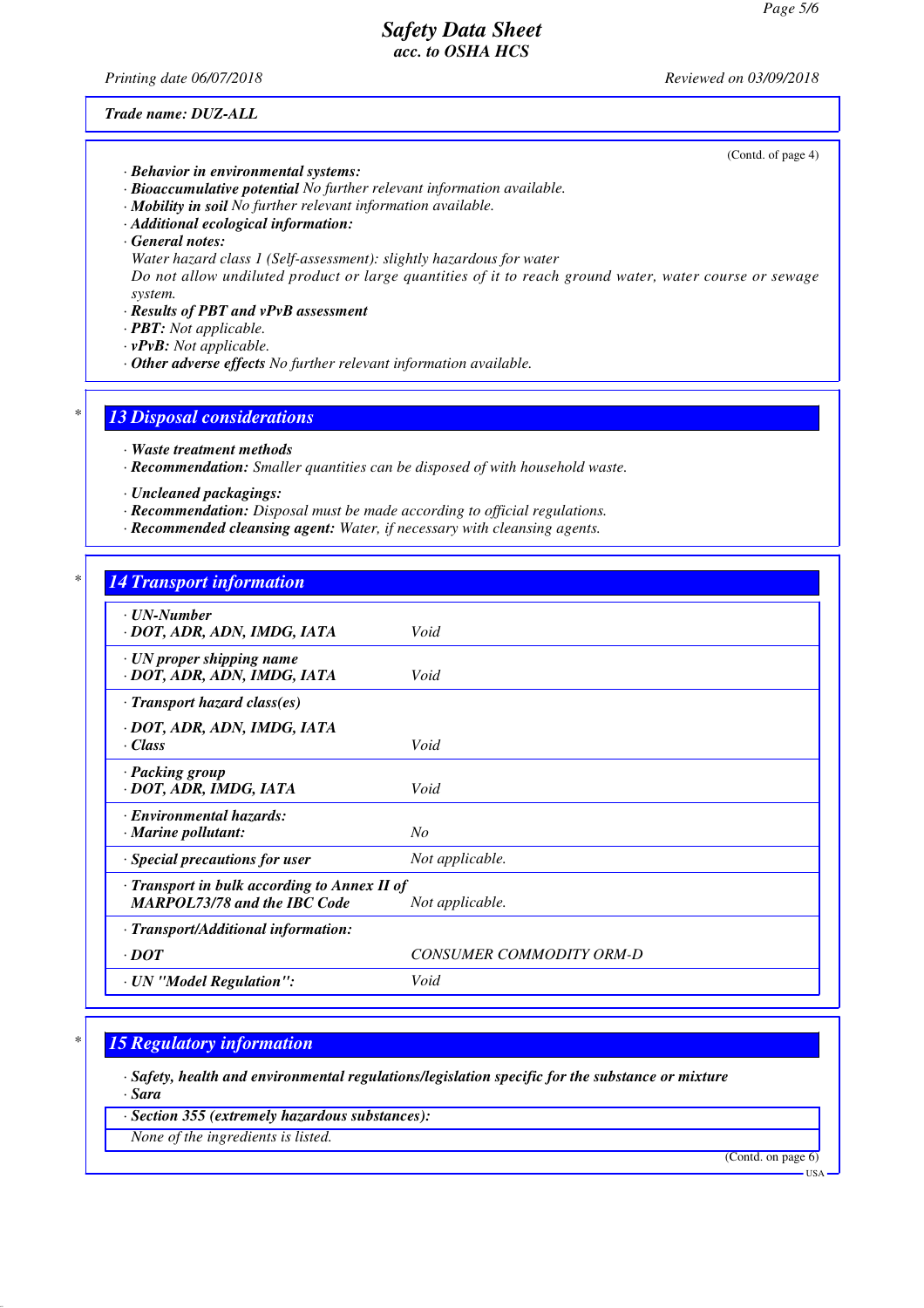Trade name: DUZ-ALL

(Contd. of page 4)

- **Behavior in environmental systems:**
- **Bioaccumulative potential** No further relevant information available.
- **Mobility in soil** No further relevant information available.
- **Additional ecological information:**
- **General notes:**

  Water hazard class 1 (Self-assessment): slightly hazardous for water

  Do not allow undiluted product or large quantities of it to reach ground water, water course or sewage system.
- **Results of PBT and vPvB assessment**
- **PBT:** Not applicable.
- **vPvB:** Not applicable.
- **Other adverse effects** No further relevant information available.

## 13 Disposal considerations

- **Waste treatment methods**
- **Recommendation:** Smaller quantities can be disposed of with household waste.

- **Uncleaned packagings:**
- **Recommendation:** Disposal must be made according to official regulations.
- **Recommended cleansing agent:** Water, if necessary with cleansing agents.

## 14 Transport information

| | |
|---|---|
| **UN-Number**<br>**DOT, ADR, ADN, IMDG, IATA** | Void |
| **UN proper shipping name**<br>**DOT, ADR, ADN, IMDG, IATA** | Void |
| **Transport hazard class(es)**<br>**DOT, ADR, ADN, IMDG, IATA**<br>**Class** | Void |
| **Packing group**<br>**DOT, ADR, IMDG, IATA** | Void |
| **Environmental hazards:**<br>**Marine pollutant:** | No |
| **Special precautions for user** | Not applicable. |
| **Transport in bulk according to Annex II of MARPOL73/78 and the IBC Code** | Not applicable. |
| **Transport/Additional information:**<br>**DOT** | CONSUMER COMMODITY ORM-D |
| **UN "Model Regulation":** | Void |

## 15 Regulatory information

- **Safety, health and environmental regulations/legislation specific for the substance or mixture**
- **Sara**

| **Section 355 (extremely hazardous substances):** |
|---|
| None of the ingredients is listed. |

(Contd. on page 6)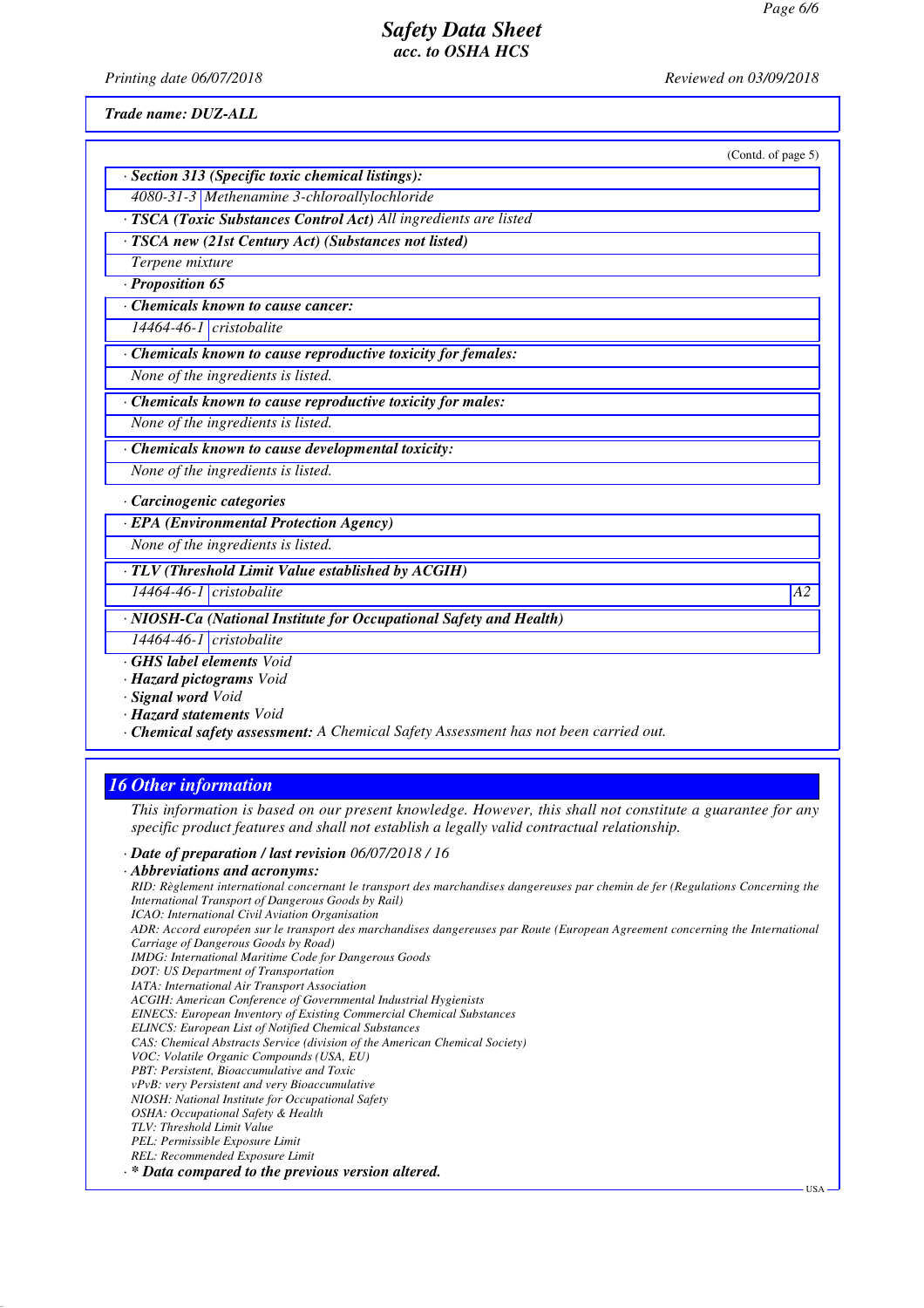(Contd. of page 5)

· **Section 313 (Specific toxic chemical listings):**

| | |
|---|---|
| 4080-31-3 | Methenamine 3-chloroallylochloride |

· **TSCA (Toxic Substances Control Act)** All ingredients are listed

· **TSCA new (21st Century Act) (Substances not listed)**

Terpene mixture

· **Proposition 65**

· **Chemicals known to cause cancer:**

| | |
|---|---|
| 14464-46-1 | cristobalite |

· **Chemicals known to cause reproductive toxicity for females:**

None of the ingredients is listed.

· **Chemicals known to cause reproductive toxicity for males:**

None of the ingredients is listed.

· **Chemicals known to cause developmental toxicity:**

None of the ingredients is listed.

· **Carcinogenic categories**

· **EPA (Environmental Protection Agency)**

None of the ingredients is listed.

· **TLV (Threshold Limit Value established by ACGIH)**

| | | |
|---|---|---|
| 14464-46-1 | cristobalite | A2 |

· **NIOSH-Ca (National Institute for Occupational Safety and Health)**

| | |
|---|---|
| 14464-46-1 | cristobalite |

· **GHS label elements** Void
· **Hazard pictograms** Void
· **Signal word** Void
· **Hazard statements** Void
· **Chemical safety assessment:** A Chemical Safety Assessment has not been carried out.

## 16 Other information

This information is based on our present knowledge. However, this shall not constitute a guarantee for any specific product features and shall not establish a legally valid contractual relationship.

· **Date of preparation / last revision** 06/07/2018 / 16
· **Abbreviations and acronyms:**
RID: Règlement international concernant le transport des marchandises dangereuses par chemin de fer (Regulations Concerning the International Transport of Dangerous Goods by Rail)
ICAO: International Civil Aviation Organisation
ADR: Accord européen sur le transport des marchandises dangereuses par Route (European Agreement concerning the International Carriage of Dangerous Goods by Road)
IMDG: International Maritime Code for Dangerous Goods
DOT: US Department of Transportation
IATA: International Air Transport Association
ACGIH: American Conference of Governmental Industrial Hygienists
EINECS: European Inventory of Existing Commercial Chemical Substances
ELINCS: European List of Notified Chemical Substances
CAS: Chemical Abstracts Service (division of the American Chemical Society)
VOC: Volatile Organic Compounds (USA, EU)
PBT: Persistent, Bioaccumulative and Toxic
vPvB: very Persistent and very Bioaccumulative
NIOSH: National Institute for Occupational Safety
OSHA: Occupational Safety & Health
TLV: Threshold Limit Value
PEL: Permissible Exposure Limit
REL: Recommended Exposure Limit

· *** Data compared to the previous version altered.**